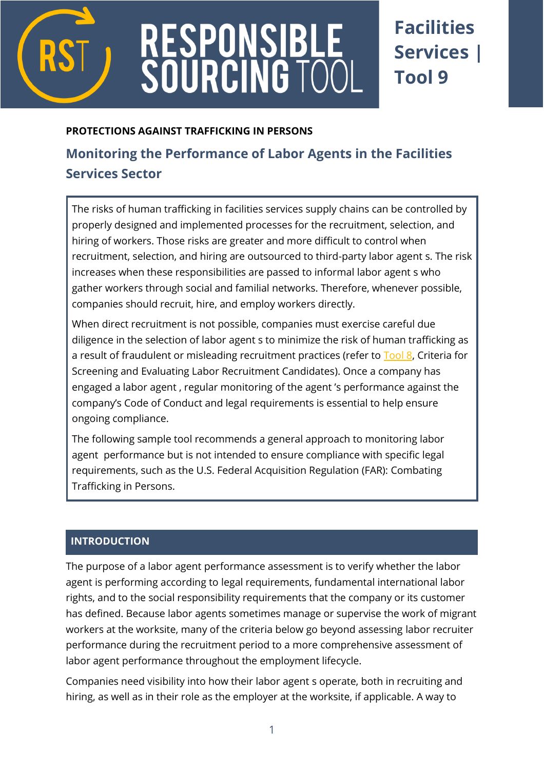# RESPONSIBLE SOURCING TOOL

**Facilities Services | Tool 9**

**PROTECTIONS AGAINST TRAFFICKING IN PERSONS**

## Monitoring the Performance of Labor Agents in the Facilities Services Sector

> The risks of human trafficking in facilities services supply chains can be controlled by properly designed and implemented processes for the recruitment, selection, and hiring of workers. Those risks are greater and more difficult to control when recruitment, selection, and hiring are outsourced to third-party labor agent s. The risk increases when these responsibilities are passed to informal labor agent s who gather workers through social and familial networks. Therefore, whenever possible, companies should recruit, hire, and employ workers directly.
>
> When direct recruitment is not possible, companies must exercise careful due diligence in the selection of labor agent s to minimize the risk of human trafficking as a result of fraudulent or misleading recruitment practices (refer to Tool 8, Criteria for Screening and Evaluating Labor Recruitment Candidates). Once a company has engaged a labor agent , regular monitoring of the agent 's performance against the company's Code of Conduct and legal requirements is essential to help ensure ongoing compliance.
>
> The following sample tool recommends a general approach to monitoring labor agent performance but is not intended to ensure compliance with specific legal requirements, such as the U.S. Federal Acquisition Regulation (FAR): Combating Trafficking in Persons.

## INTRODUCTION

The purpose of a labor agent performance assessment is to verify whether the labor agent is performing according to legal requirements, fundamental international labor rights, and to the social responsibility requirements that the company or its customer has defined. Because labor agents sometimes manage or supervise the work of migrant workers at the worksite, many of the criteria below go beyond assessing labor recruiter performance during the recruitment period to a more comprehensive assessment of labor agent performance throughout the employment lifecycle.

Companies need visibility into how their labor agent s operate, both in recruiting and hiring, as well as in their role as the employer at the worksite, if applicable. A way to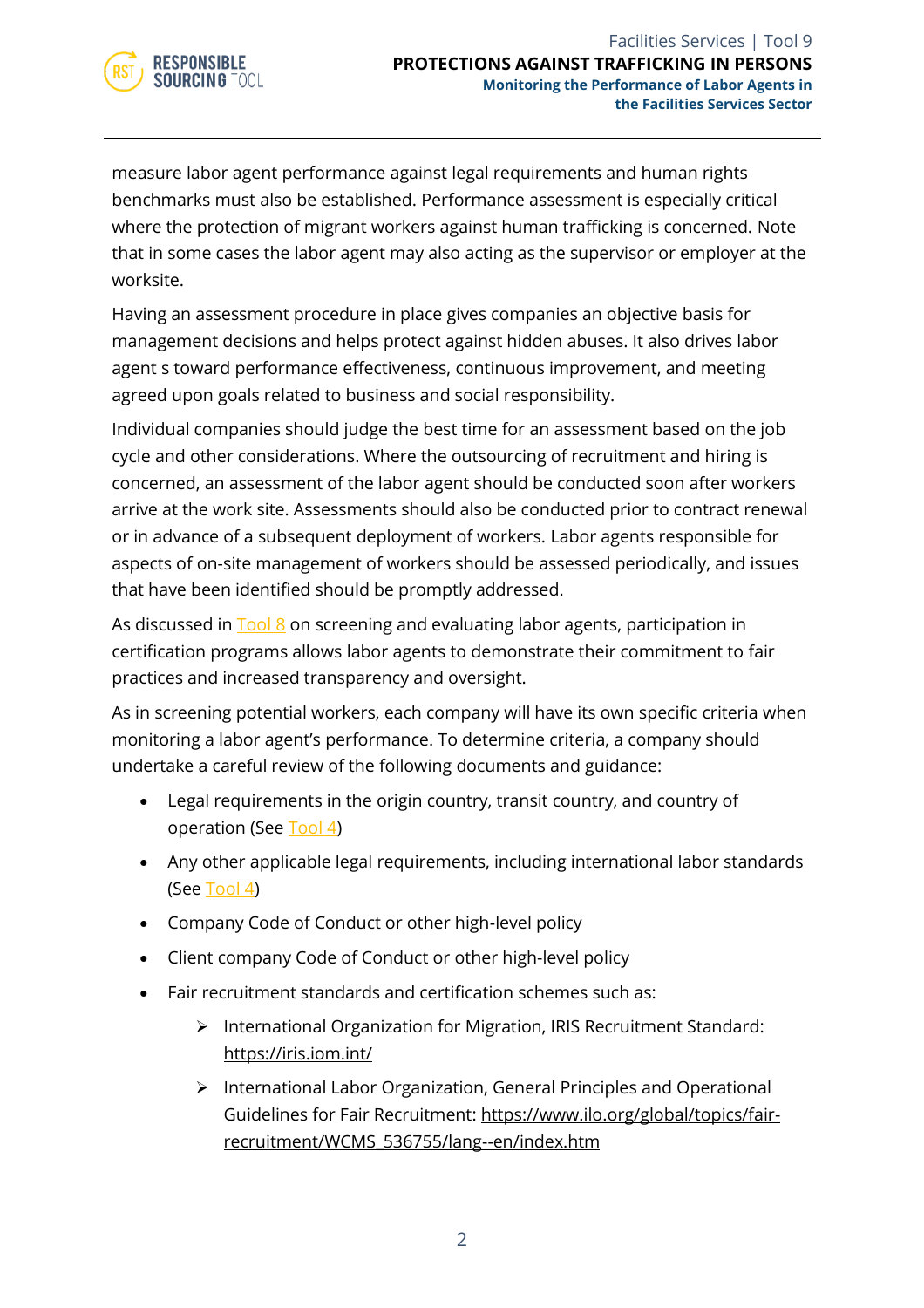measure labor agent performance against legal requirements and human rights benchmarks must also be established. Performance assessment is especially critical where the protection of migrant workers against human trafficking is concerned. Note that in some cases the labor agent may also acting as the supervisor or employer at the worksite.

Having an assessment procedure in place gives companies an objective basis for management decisions and helps protect against hidden abuses. It also drives labor agent s toward performance effectiveness, continuous improvement, and meeting agreed upon goals related to business and social responsibility.

Individual companies should judge the best time for an assessment based on the job cycle and other considerations. Where the outsourcing of recruitment and hiring is concerned, an assessment of the labor agent should be conducted soon after workers arrive at the work site. Assessments should also be conducted prior to contract renewal or in advance of a subsequent deployment of workers. Labor agents responsible for aspects of on-site management of workers should be assessed periodically, and issues that have been identified should be promptly addressed.

As discussed in Tool 8 on screening and evaluating labor agents, participation in certification programs allows labor agents to demonstrate their commitment to fair practices and increased transparency and oversight.

As in screening potential workers, each company will have its own specific criteria when monitoring a labor agent's performance. To determine criteria, a company should undertake a careful review of the following documents and guidance:

- Legal requirements in the origin country, transit country, and country of operation (See Tool 4)
- Any other applicable legal requirements, including international labor standards (See Tool 4)
- Company Code of Conduct or other high-level policy
- Client company Code of Conduct or other high-level policy
- Fair recruitment standards and certification schemes such as:
  - International Organization for Migration, IRIS Recruitment Standard: https://iris.iom.int/
  - International Labor Organization, General Principles and Operational Guidelines for Fair Recruitment: https://www.ilo.org/global/topics/fair-recruitment/WCMS_536755/lang--en/index.htm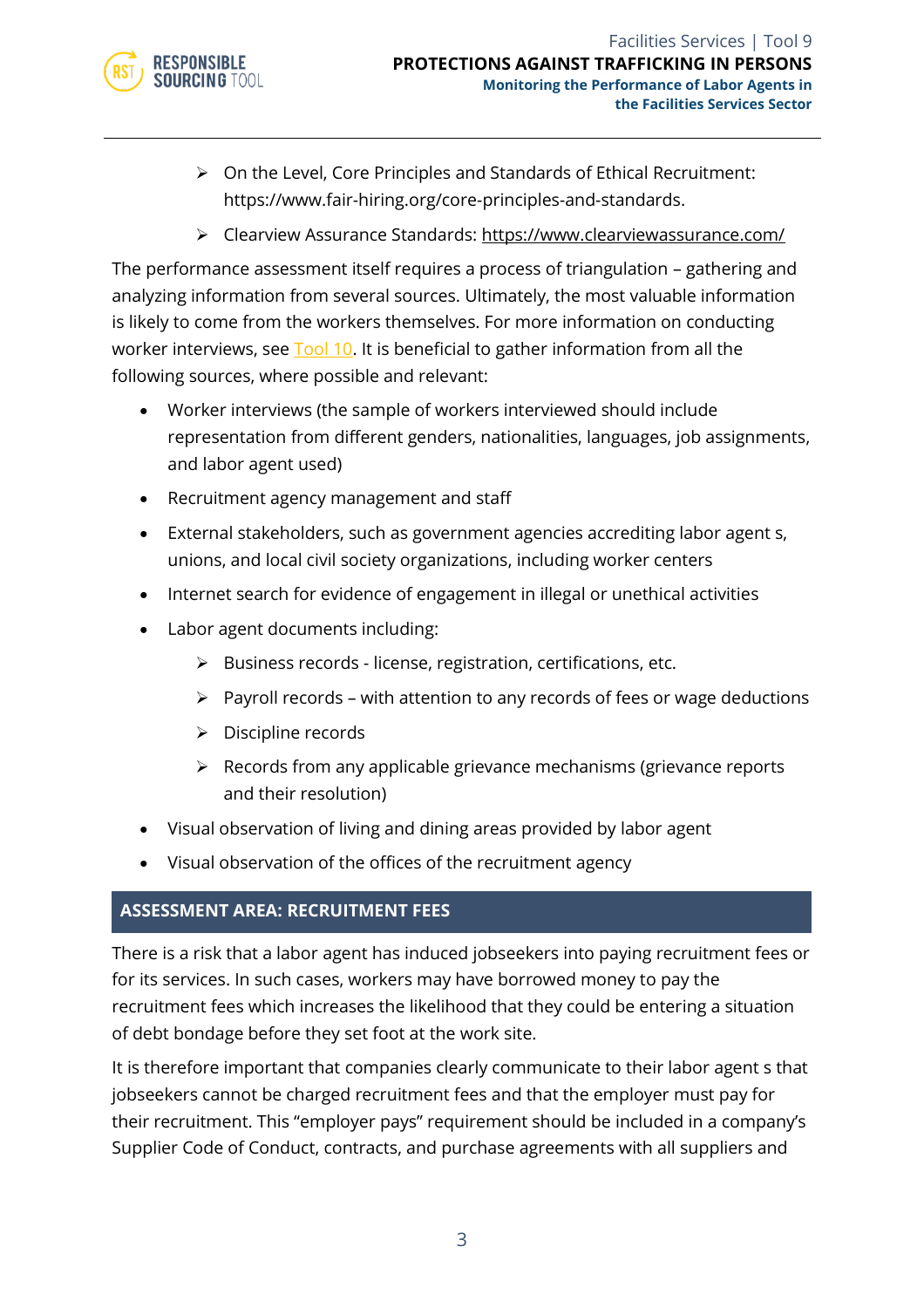- On the Level, Core Principles and Standards of Ethical Recruitment: https://www.fair-hiring.org/core-principles-and-standards.
- Clearview Assurance Standards: https://www.clearviewassurance.com/

The performance assessment itself requires a process of triangulation – gathering and analyzing information from several sources. Ultimately, the most valuable information is likely to come from the workers themselves. For more information on conducting worker interviews, see Tool 10. It is beneficial to gather information from all the following sources, where possible and relevant:

- Worker interviews (the sample of workers interviewed should include representation from different genders, nationalities, languages, job assignments, and labor agent used)
- Recruitment agency management and staff
- External stakeholders, such as government agencies accrediting labor agent s, unions, and local civil society organizations, including worker centers
- Internet search for evidence of engagement in illegal or unethical activities
- Labor agent documents including:
  - Business records - license, registration, certifications, etc.
  - Payroll records – with attention to any records of fees or wage deductions
  - Discipline records
  - Records from any applicable grievance mechanisms (grievance reports and their resolution)
- Visual observation of living and dining areas provided by labor agent
- Visual observation of the offices of the recruitment agency

## ASSESSMENT AREA: RECRUITMENT FEES

There is a risk that a labor agent has induced jobseekers into paying recruitment fees or for its services. In such cases, workers may have borrowed money to pay the recruitment fees which increases the likelihood that they could be entering a situation of debt bondage before they set foot at the work site.

It is therefore important that companies clearly communicate to their labor agent s that jobseekers cannot be charged recruitment fees and that the employer must pay for their recruitment. This "employer pays" requirement should be included in a company's Supplier Code of Conduct, contracts, and purchase agreements with all suppliers and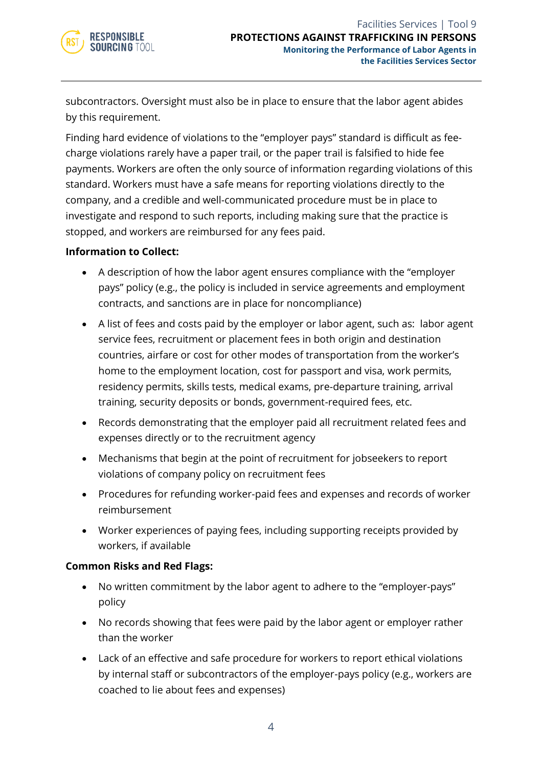subcontractors. Oversight must also be in place to ensure that the labor agent abides by this requirement.

Finding hard evidence of violations to the "employer pays" standard is difficult as fee-charge violations rarely have a paper trail, or the paper trail is falsified to hide fee payments. Workers are often the only source of information regarding violations of this standard. Workers must have a safe means for reporting violations directly to the company, and a credible and well-communicated procedure must be in place to investigate and respond to such reports, including making sure that the practice is stopped, and workers are reimbursed for any fees paid.

**Information to Collect:**

- A description of how the labor agent ensures compliance with the "employer pays" policy (e.g., the policy is included in service agreements and employment contracts, and sanctions are in place for noncompliance)
- A list of fees and costs paid by the employer or labor agent, such as: labor agent service fees, recruitment or placement fees in both origin and destination countries, airfare or cost for other modes of transportation from the worker's home to the employment location, cost for passport and visa, work permits, residency permits, skills tests, medical exams, pre-departure training, arrival training, security deposits or bonds, government-required fees, etc.
- Records demonstrating that the employer paid all recruitment related fees and expenses directly or to the recruitment agency
- Mechanisms that begin at the point of recruitment for jobseekers to report violations of company policy on recruitment fees
- Procedures for refunding worker-paid fees and expenses and records of worker reimbursement
- Worker experiences of paying fees, including supporting receipts provided by workers, if available

**Common Risks and Red Flags:**

- No written commitment by the labor agent to adhere to the "employer-pays" policy
- No records showing that fees were paid by the labor agent or employer rather than the worker
- Lack of an effective and safe procedure for workers to report ethical violations by internal staff or subcontractors of the employer-pays policy (e.g., workers are coached to lie about fees and expenses)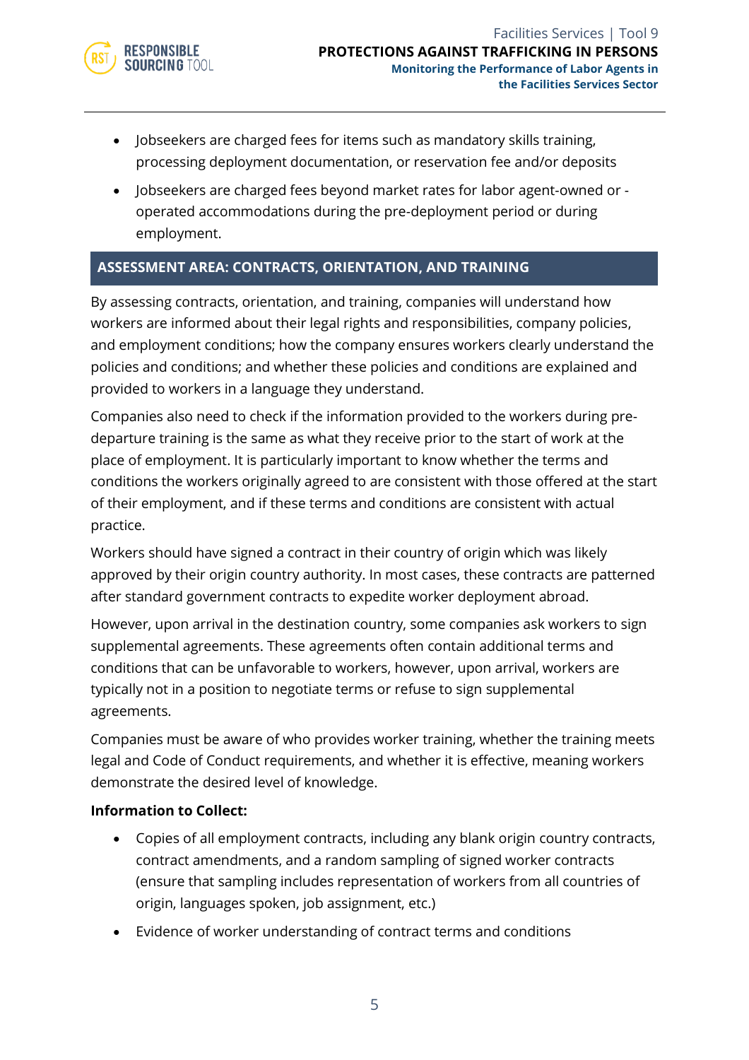- Jobseekers are charged fees for items such as mandatory skills training, processing deployment documentation, or reservation fee and/or deposits
- Jobseekers are charged fees beyond market rates for labor agent-owned or -operated accommodations during the pre-deployment period or during employment.

## ASSESSMENT AREA: CONTRACTS, ORIENTATION, AND TRAINING

By assessing contracts, orientation, and training, companies will understand how workers are informed about their legal rights and responsibilities, company policies, and employment conditions; how the company ensures workers clearly understand the policies and conditions; and whether these policies and conditions are explained and provided to workers in a language they understand.

Companies also need to check if the information provided to the workers during pre-departure training is the same as what they receive prior to the start of work at the place of employment. It is particularly important to know whether the terms and conditions the workers originally agreed to are consistent with those offered at the start of their employment, and if these terms and conditions are consistent with actual practice.

Workers should have signed a contract in their country of origin which was likely approved by their origin country authority. In most cases, these contracts are patterned after standard government contracts to expedite worker deployment abroad.

However, upon arrival in the destination country, some companies ask workers to sign supplemental agreements. These agreements often contain additional terms and conditions that can be unfavorable to workers, however, upon arrival, workers are typically not in a position to negotiate terms or refuse to sign supplemental agreements.

Companies must be aware of who provides worker training, whether the training meets legal and Code of Conduct requirements, and whether it is effective, meaning workers demonstrate the desired level of knowledge.

**Information to Collect:**

- Copies of all employment contracts, including any blank origin country contracts, contract amendments, and a random sampling of signed worker contracts (ensure that sampling includes representation of workers from all countries of origin, languages spoken, job assignment, etc.)
- Evidence of worker understanding of contract terms and conditions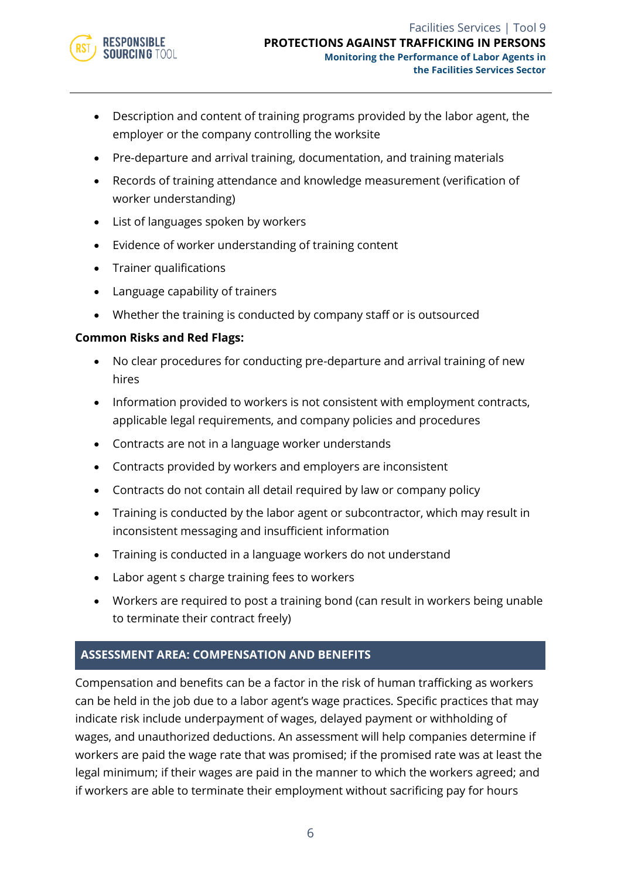- Description and content of training programs provided by the labor agent, the employer or the company controlling the worksite
- Pre-departure and arrival training, documentation, and training materials
- Records of training attendance and knowledge measurement (verification of worker understanding)
- List of languages spoken by workers
- Evidence of worker understanding of training content
- Trainer qualifications
- Language capability of trainers
- Whether the training is conducted by company staff or is outsourced

**Common Risks and Red Flags:**

- No clear procedures for conducting pre-departure and arrival training of new hires
- Information provided to workers is not consistent with employment contracts, applicable legal requirements, and company policies and procedures
- Contracts are not in a language worker understands
- Contracts provided by workers and employers are inconsistent
- Contracts do not contain all detail required by law or company policy
- Training is conducted by the labor agent or subcontractor, which may result in inconsistent messaging and insufficient information
- Training is conducted in a language workers do not understand
- Labor agent s charge training fees to workers
- Workers are required to post a training bond (can result in workers being unable to terminate their contract freely)

## ASSESSMENT AREA: COMPENSATION AND BENEFITS

Compensation and benefits can be a factor in the risk of human trafficking as workers can be held in the job due to a labor agent's wage practices. Specific practices that may indicate risk include underpayment of wages, delayed payment or withholding of wages, and unauthorized deductions. An assessment will help companies determine if workers are paid the wage rate that was promised; if the promised rate was at least the legal minimum; if their wages are paid in the manner to which the workers agreed; and if workers are able to terminate their employment without sacrificing pay for hours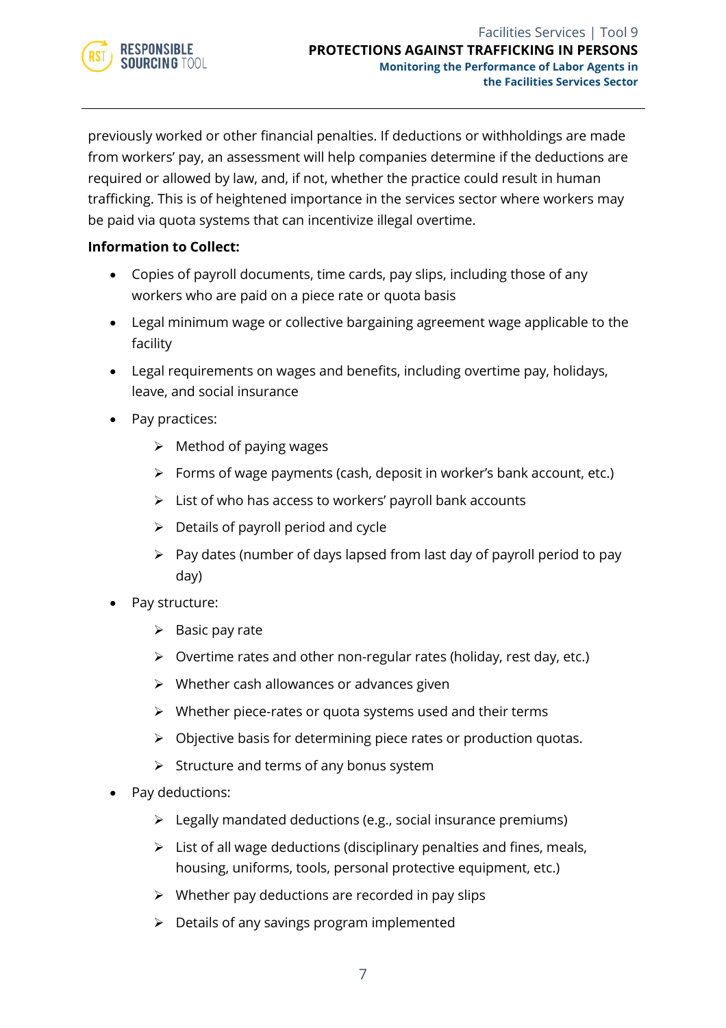previously worked or other financial penalties. If deductions or withholdings are made from workers' pay, an assessment will help companies determine if the deductions are required or allowed by law, and, if not, whether the practice could result in human trafficking. This is of heightened importance in the services sector where workers may be paid via quota systems that can incentivize illegal overtime.

**Information to Collect:**

- Copies of payroll documents, time cards, pay slips, including those of any workers who are paid on a piece rate or quota basis
- Legal minimum wage or collective bargaining agreement wage applicable to the facility
- Legal requirements on wages and benefits, including overtime pay, holidays, leave, and social insurance
- Pay practices:
    - Method of paying wages
    - Forms of wage payments (cash, deposit in worker's bank account, etc.)
    - List of who has access to workers' payroll bank accounts
    - Details of payroll period and cycle
    - Pay dates (number of days lapsed from last day of payroll period to pay day)
- Pay structure:
    - Basic pay rate
    - Overtime rates and other non-regular rates (holiday, rest day, etc.)
    - Whether cash allowances or advances given
    - Whether piece-rates or quota systems used and their terms
    - Objective basis for determining piece rates or production quotas.
    - Structure and terms of any bonus system
- Pay deductions:
    - Legally mandated deductions (e.g., social insurance premiums)
    - List of all wage deductions (disciplinary penalties and fines, meals, housing, uniforms, tools, personal protective equipment, etc.)
    - Whether pay deductions are recorded in pay slips
    - Details of any savings program implemented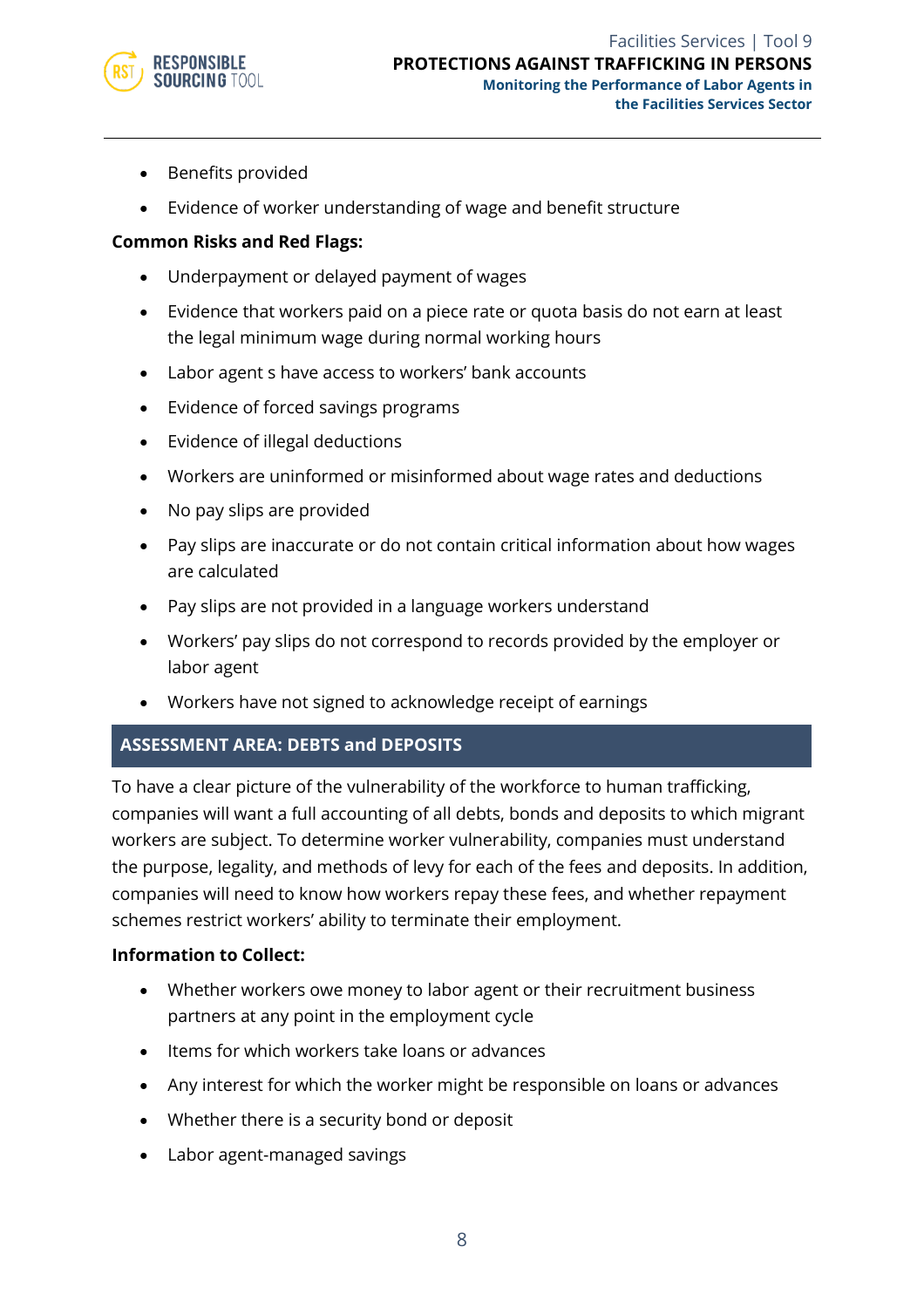- Benefits provided
- Evidence of worker understanding of wage and benefit structure

**Common Risks and Red Flags:**

- Underpayment or delayed payment of wages
- Evidence that workers paid on a piece rate or quota basis do not earn at least the legal minimum wage during normal working hours
- Labor agent s have access to workers' bank accounts
- Evidence of forced savings programs
- Evidence of illegal deductions
- Workers are uninformed or misinformed about wage rates and deductions
- No pay slips are provided
- Pay slips are inaccurate or do not contain critical information about how wages are calculated
- Pay slips are not provided in a language workers understand
- Workers' pay slips do not correspond to records provided by the employer or labor agent
- Workers have not signed to acknowledge receipt of earnings

## ASSESSMENT AREA: DEBTS and DEPOSITS

To have a clear picture of the vulnerability of the workforce to human trafficking, companies will want a full accounting of all debts, bonds and deposits to which migrant workers are subject. To determine worker vulnerability, companies must understand the purpose, legality, and methods of levy for each of the fees and deposits. In addition, companies will need to know how workers repay these fees, and whether repayment schemes restrict workers' ability to terminate their employment.

**Information to Collect:**

- Whether workers owe money to labor agent or their recruitment business partners at any point in the employment cycle
- Items for which workers take loans or advances
- Any interest for which the worker might be responsible on loans or advances
- Whether there is a security bond or deposit
- Labor agent-managed savings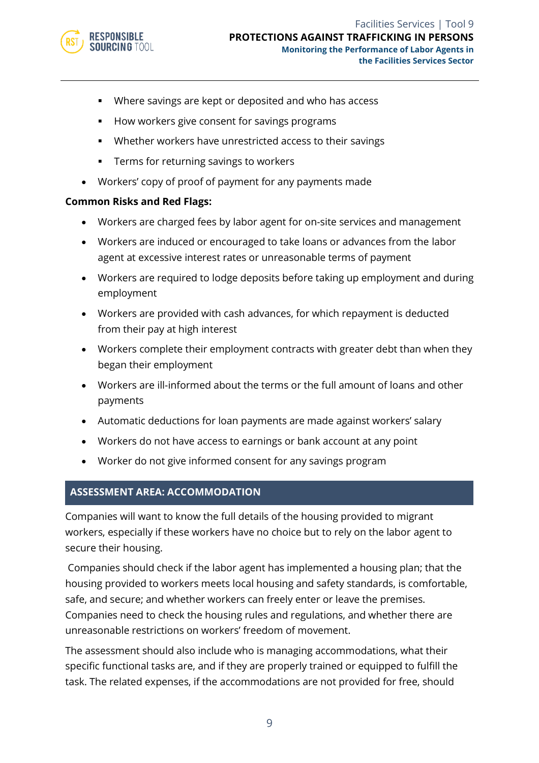- Where savings are kept or deposited and who has access
    - How workers give consent for savings programs
    - Whether workers have unrestricted access to their savings
    - Terms for returning savings to workers
- Workers' copy of proof of payment for any payments made

**Common Risks and Red Flags:**

- Workers are charged fees by labor agent for on-site services and management
- Workers are induced or encouraged to take loans or advances from the labor agent at excessive interest rates or unreasonable terms of payment
- Workers are required to lodge deposits before taking up employment and during employment
- Workers are provided with cash advances, for which repayment is deducted from their pay at high interest
- Workers complete their employment contracts with greater debt than when they began their employment
- Workers are ill-informed about the terms or the full amount of loans and other payments
- Automatic deductions for loan payments are made against workers' salary
- Workers do not have access to earnings or bank account at any point
- Worker do not give informed consent for any savings program

## ASSESSMENT AREA: ACCOMMODATION

Companies will want to know the full details of the housing provided to migrant workers, especially if these workers have no choice but to rely on the labor agent to secure their housing.

Companies should check if the labor agent has implemented a housing plan; that the housing provided to workers meets local housing and safety standards, is comfortable, safe, and secure; and whether workers can freely enter or leave the premises. Companies need to check the housing rules and regulations, and whether there are unreasonable restrictions on workers' freedom of movement.

The assessment should also include who is managing accommodations, what their specific functional tasks are, and if they are properly trained or equipped to fulfill the task. The related expenses, if the accommodations are not provided for free, should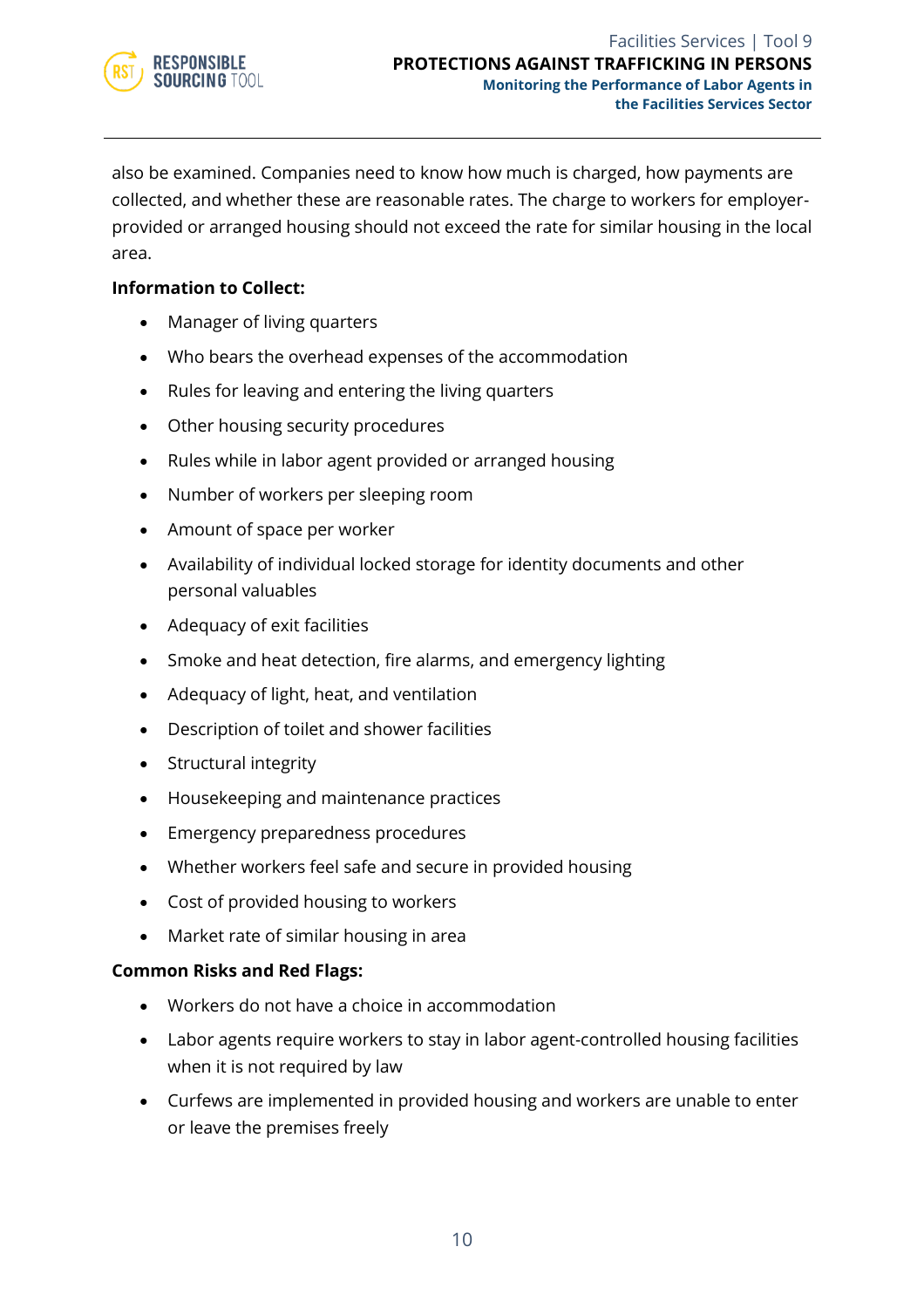also be examined. Companies need to know how much is charged, how payments are collected, and whether these are reasonable rates. The charge to workers for employer-provided or arranged housing should not exceed the rate for similar housing in the local area.

**Information to Collect:**

- Manager of living quarters
- Who bears the overhead expenses of the accommodation
- Rules for leaving and entering the living quarters
- Other housing security procedures
- Rules while in labor agent provided or arranged housing
- Number of workers per sleeping room
- Amount of space per worker
- Availability of individual locked storage for identity documents and other personal valuables
- Adequacy of exit facilities
- Smoke and heat detection, fire alarms, and emergency lighting
- Adequacy of light, heat, and ventilation
- Description of toilet and shower facilities
- Structural integrity
- Housekeeping and maintenance practices
- Emergency preparedness procedures
- Whether workers feel safe and secure in provided housing
- Cost of provided housing to workers
- Market rate of similar housing in area

**Common Risks and Red Flags:**

- Workers do not have a choice in accommodation
- Labor agents require workers to stay in labor agent-controlled housing facilities when it is not required by law
- Curfews are implemented in provided housing and workers are unable to enter or leave the premises freely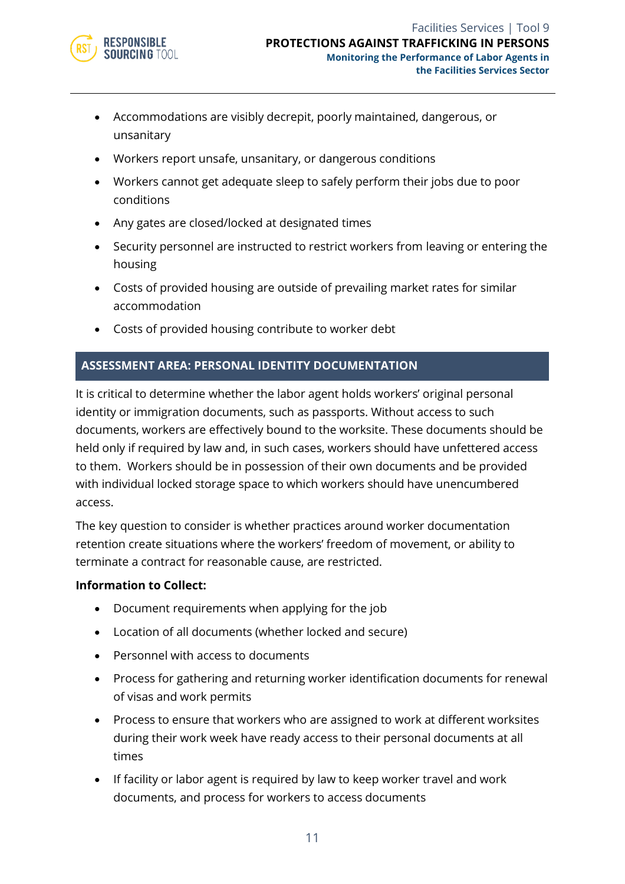- Accommodations are visibly decrepit, poorly maintained, dangerous, or unsanitary
- Workers report unsafe, unsanitary, or dangerous conditions
- Workers cannot get adequate sleep to safely perform their jobs due to poor conditions
- Any gates are closed/locked at designated times
- Security personnel are instructed to restrict workers from leaving or entering the housing
- Costs of provided housing are outside of prevailing market rates for similar accommodation
- Costs of provided housing contribute to worker debt

## ASSESSMENT AREA: PERSONAL IDENTITY DOCUMENTATION

It is critical to determine whether the labor agent holds workers' original personal identity or immigration documents, such as passports. Without access to such documents, workers are effectively bound to the worksite. These documents should be held only if required by law and, in such cases, workers should have unfettered access to them. Workers should be in possession of their own documents and be provided with individual locked storage space to which workers should have unencumbered access.

The key question to consider is whether practices around worker documentation retention create situations where the workers' freedom of movement, or ability to terminate a contract for reasonable cause, are restricted.

**Information to Collect:**

- Document requirements when applying for the job
- Location of all documents (whether locked and secure)
- Personnel with access to documents
- Process for gathering and returning worker identification documents for renewal of visas and work permits
- Process to ensure that workers who are assigned to work at different worksites during their work week have ready access to their personal documents at all times
- If facility or labor agent is required by law to keep worker travel and work documents, and process for workers to access documents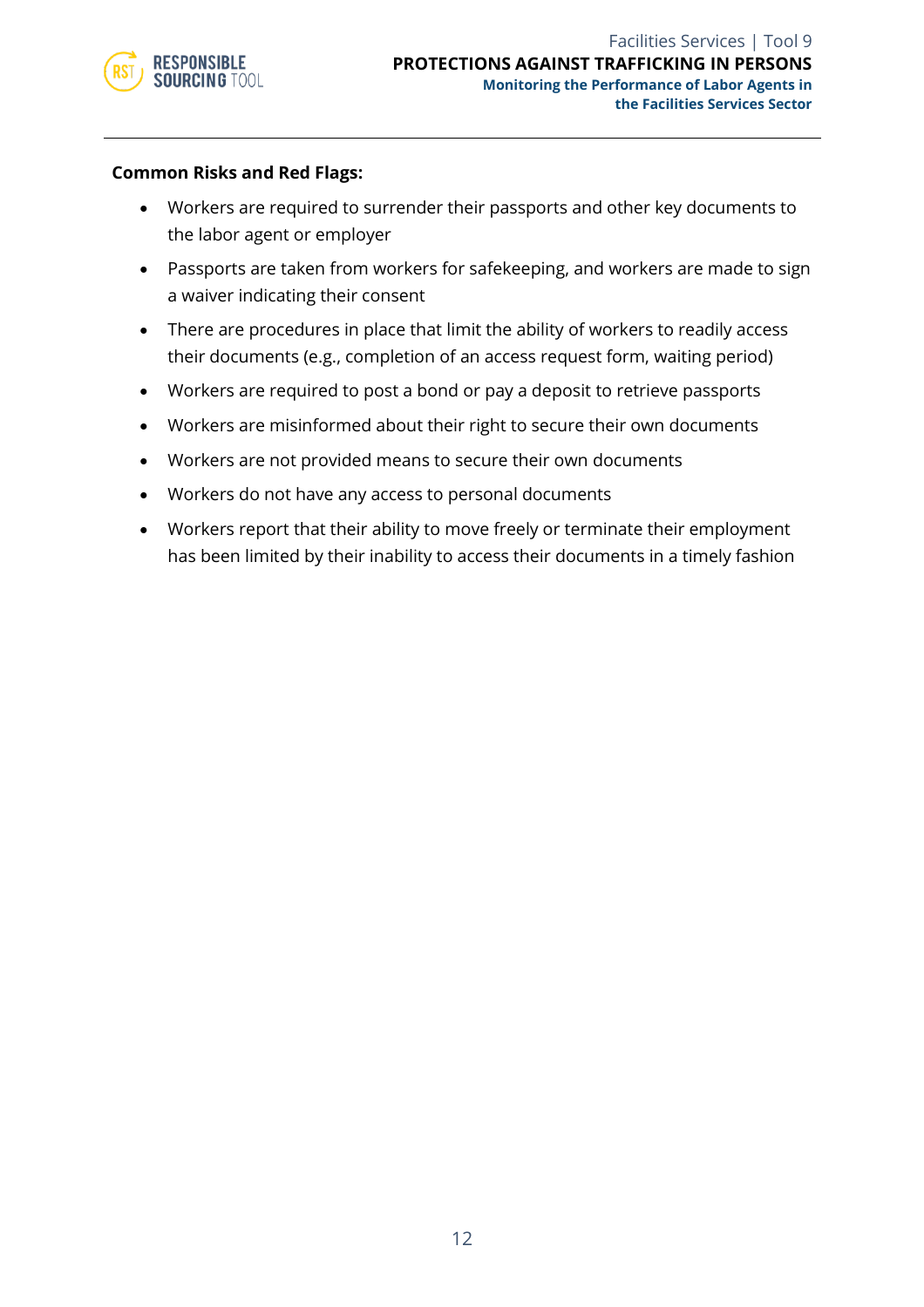**Common Risks and Red Flags:**

- Workers are required to surrender their passports and other key documents to the labor agent or employer
- Passports are taken from workers for safekeeping, and workers are made to sign a waiver indicating their consent
- There are procedures in place that limit the ability of workers to readily access their documents (e.g., completion of an access request form, waiting period)
- Workers are required to post a bond or pay a deposit to retrieve passports
- Workers are misinformed about their right to secure their own documents
- Workers are not provided means to secure their own documents
- Workers do not have any access to personal documents
- Workers report that their ability to move freely or terminate their employment has been limited by their inability to access their documents in a timely fashion